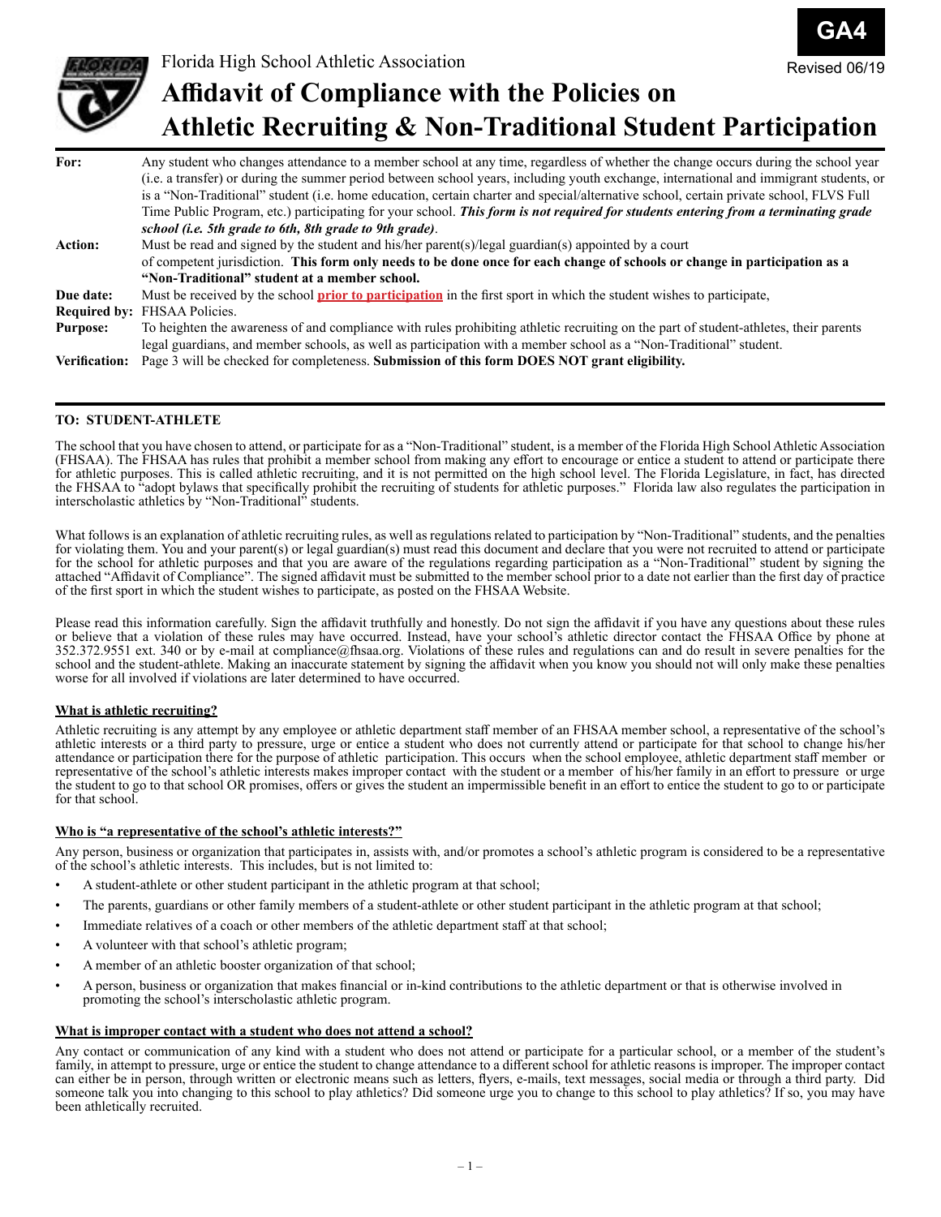GA4

Revised 06/19

Florida High School Athletic Association

# Affidavit of Compliance with the Policies on Athletic Recruiting & Non-Traditional Student Participation

| | |
|---|---|
| **For:** | Any student who changes attendance to a member school at any time, regardless of whether the change occurs during the school year (i.e. a transfer) or during the summer period between school years, including youth exchange, international and immigrant students, or is a "Non-Traditional" student (i.e. home education, certain charter and special/alternative school, certain private school, FLVS Full Time Public Program, etc.) participating for your school. ***This form is not required for students entering from a terminating grade school (i.e. 5th grade to 6th, 8th grade to 9th grade)***. |
| **Action:** | Must be read and signed by the student and his/her parent(s)/legal guardian(s) appointed by a court of competent jurisdiction. **This form only needs to be done once for each change of schools or change in participation as a "Non-Traditional" student at a member school.** |
| **Due date:** | Must be received by the school **prior to participation** in the first sport in which the student wishes to participate, |
| **Required by:** | FHSAA Policies. |
| **Purpose:** | To heighten the awareness of and compliance with rules prohibiting athletic recruiting on the part of student-athletes, their parents legal guardians, and member schools, as well as participation with a member school as a "Non-Traditional" student. |
| **Verification:** | Page 3 will be checked for completeness. **Submission of this form DOES NOT grant eligibility.** |

**TO: STUDENT-ATHLETE**

The school that you have chosen to attend, or participate for as a "Non-Traditional" student, is a member of the Florida High School Athletic Association (FHSAA). The FHSAA has rules that prohibit a member school from making any effort to encourage or entice a student to attend or participate there for athletic purposes. This is called athletic recruiting, and it is not permitted on the high school level. The Florida Legislature, in fact, has directed the FHSAA to "adopt bylaws that specifically prohibit the recruiting of students for athletic purposes." Florida law also regulates the participation in interscholastic athletics by "Non-Traditional" students.

What follows is an explanation of athletic recruiting rules, as well as regulations related to participation by "Non-Traditional" students, and the penalties for violating them. You and your parent(s) or legal guardian(s) must read this document and declare that you were not recruited to attend or participate for the school for athletic purposes and that you are aware of the regulations regarding participation as a "Non-Traditional" student by signing the attached "Affidavit of Compliance". The signed affidavit must be submitted to the member school prior to a date not earlier than the first day of practice of the first sport in which the student wishes to participate, as posted on the FHSAA Website.

Please read this information carefully. Sign the affidavit truthfully and honestly. Do not sign the affidavit if you have any questions about these rules or believe that a violation of these rules may have occurred. Instead, have your school's athletic director contact the FHSAA Office by phone at 352.372.9551 ext. 340 or by e-mail at compliance@fhsaa.org. Violations of these rules and regulations can and do result in severe penalties for the school and the student-athlete. Making an inaccurate statement by signing the affidavit when you know you should not will only make these penalties worse for all involved if violations are later determined to have occurred.

**What is athletic recruiting?**

Athletic recruiting is any attempt by any employee or athletic department staff member of an FHSAA member school, a representative of the school's athletic interests or a third party to pressure, urge or entice a student who does not currently attend or participate for that school to change his/her attendance or participation there for the purpose of athletic participation. This occurs when the school employee, athletic department staff member or representative of the school's athletic interests makes improper contact with the student or a member of his/her family in an effort to pressure or urge the student to go to that school OR promises, offers or gives the student an impermissible benefit in an effort to entice the student to go to or participate for that school.

**Who is "a representative of the school's athletic interests?"**

Any person, business or organization that participates in, assists with, and/or promotes a school's athletic program is considered to be a representative of the school's athletic interests. This includes, but is not limited to:

- A student-athlete or other student participant in the athletic program at that school;
- The parents, guardians or other family members of a student-athlete or other student participant in the athletic program at that school;
- Immediate relatives of a coach or other members of the athletic department staff at that school;
- A volunteer with that school's athletic program;
- A member of an athletic booster organization of that school;
- A person, business or organization that makes financial or in-kind contributions to the athletic department or that is otherwise involved in promoting the school's interscholastic athletic program.

**What is improper contact with a student who does not attend a school?**

Any contact or communication of any kind with a student who does not attend or participate for a particular school, or a member of the student's family, in attempt to pressure, urge or entice the student to change attendance to a different school for athletic reasons is improper. The improper contact can either be in person, through written or electronic means such as letters, flyers, e-mails, text messages, social media or through a third party. Did someone talk you into changing to this school to play athletics? Did someone urge you to change to this school to play athletics? If so, you may have been athletically recruited.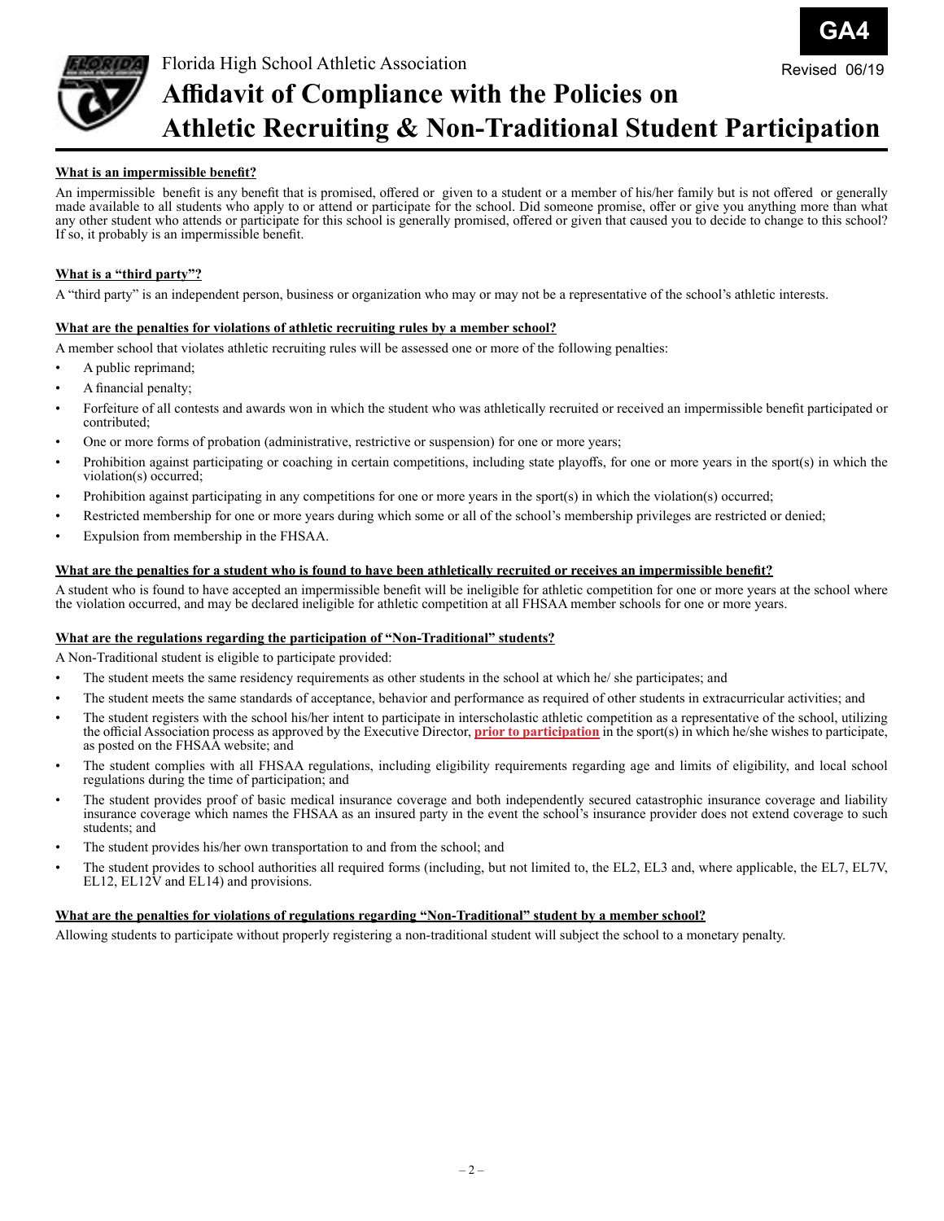GA4

Florida High School Athletic Association

Revised 06/19

# Affidavit of Compliance with the Policies on Athletic Recruiting & Non-Traditional Student Participation

**What is an impermissible benefit?**

An impermissible benefit is any benefit that is promised, offered or given to a student or a member of his/her family but is not offered or generally made available to all students who apply to or attend or participate for the school. Did someone promise, offer or give you anything more than what any other student who attends or participate for this school is generally promised, offered or given that caused you to decide to change to this school? If so, it probably is an impermissible benefit.

**What is a "third party"?**

A "third party" is an independent person, business or organization who may or may not be a representative of the school's athletic interests.

**What are the penalties for violations of athletic recruiting rules by a member school?**

A member school that violates athletic recruiting rules will be assessed one or more of the following penalties:

- A public reprimand;
- A financial penalty;
- Forfeiture of all contests and awards won in which the student who was athletically recruited or received an impermissible benefit participated or contributed;
- One or more forms of probation (administrative, restrictive or suspension) for one or more years;
- Prohibition against participating or coaching in certain competitions, including state playoffs, for one or more years in the sport(s) in which the violation(s) occurred;
- Prohibition against participating in any competitions for one or more years in the sport(s) in which the violation(s) occurred;
- Restricted membership for one or more years during which some or all of the school's membership privileges are restricted or denied;
- Expulsion from membership in the FHSAA.

**What are the penalties for a student who is found to have been athletically recruited or receives an impermissible benefit?**

A student who is found to have accepted an impermissible benefit will be ineligible for athletic competition for one or more years at the school where the violation occurred, and may be declared ineligible for athletic competition at all FHSAA member schools for one or more years.

**What are the regulations regarding the participation of "Non-Traditional" students?**

A Non-Traditional student is eligible to participate provided:

- The student meets the same residency requirements as other students in the school at which he/ she participates; and
- The student meets the same standards of acceptance, behavior and performance as required of other students in extracurricular activities; and
- The student registers with the school his/her intent to participate in interscholastic athletic competition as a representative of the school, utilizing the official Association process as approved by the Executive Director, **prior to participation** in the sport(s) in which he/she wishes to participate, as posted on the FHSAA website; and
- The student complies with all FHSAA regulations, including eligibility requirements regarding age and limits of eligibility, and local school regulations during the time of participation; and
- The student provides proof of basic medical insurance coverage and both independently secured catastrophic insurance coverage and liability insurance coverage which names the FHSAA as an insured party in the event the school's insurance provider does not extend coverage to such students; and
- The student provides his/her own transportation to and from the school; and
- The student provides to school authorities all required forms (including, but not limited to, the EL2, EL3 and, where applicable, the EL7, EL7V, EL12, EL12V and EL14) and provisions.

**What are the penalties for violations of regulations regarding "Non-Traditional" student by a member school?**

Allowing students to participate without properly registering a non-traditional student will subject the school to a monetary penalty.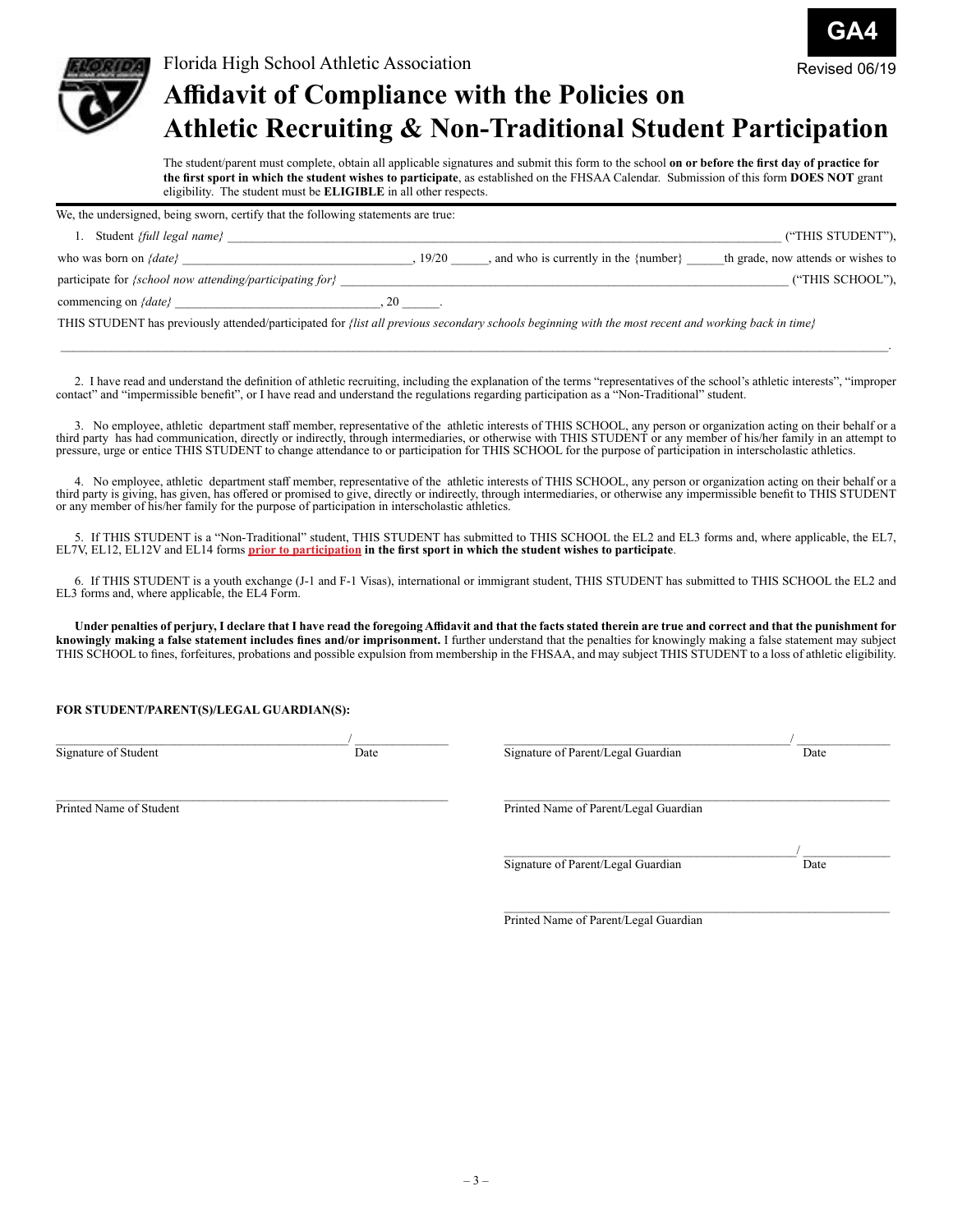GA4

Revised 06/19

Florida High School Athletic Association

# Affidavit of Compliance with the Policies on Athletic Recruiting & Non-Traditional Student Participation

The student/parent must complete, obtain all applicable signatures and submit this form to the school **on or before the first day of practice for the first sport in which the student wishes to participate**, as established on the FHSAA Calendar. Submission of this form **DOES NOT** grant eligibility. The student must be **ELIGIBLE** in all other respects.

We, the undersigned, being sworn, certify that the following statements are true:

1. Student *{full legal name}* ____________________________________________ ("THIS STUDENT"), who was born on *{date}* ______________________, 19/20 ______, and who is currently in the {number} ______th grade, now attends or wishes to participate for *{school now attending/participating for}* ____________________________________________ ("THIS SCHOOL"), commencing on *{date}* ______________________, 20 ______.

THIS STUDENT has previously attended/participated for *{list all previous secondary schools beginning with the most recent and working back in time}*

____________________________________________________________________________.

2. I have read and understand the definition of athletic recruiting, including the explanation of the terms "representatives of the school's athletic interests", "improper contact" and "impermissible benefit", or I have read and understand the regulations regarding participation as a "Non-Traditional" student.

3. No employee, athletic department staff member, representative of the athletic interests of THIS SCHOOL, any person or organization acting on their behalf or a third party has had communication, directly or indirectly, through intermediaries, or otherwise with THIS STUDENT or any member of his/her family in an attempt to pressure, urge or entice THIS STUDENT to change attendance to or participation for THIS SCHOOL for the purpose of participation in interscholastic athletics.

4. No employee, athletic department staff member, representative of the athletic interests of THIS SCHOOL, any person or organization acting on their behalf or a third party is giving, has given, has offered or promised to give, directly or indirectly, through intermediaries, or otherwise any impermissible benefit to THIS STUDENT or any member of his/her family for the purpose of participation in interscholastic athletics.

5. If THIS STUDENT is a "Non-Traditional" student, THIS STUDENT has submitted to THIS SCHOOL the EL2 and EL3 forms and, where applicable, the EL7, EL7V, EL12, EL12V and EL14 forms **prior to participation in the first sport in which the student wishes to participate**.

6. If THIS STUDENT is a youth exchange (J-1 and F-1 Visas), international or immigrant student, THIS STUDENT has submitted to THIS SCHOOL the EL2 and EL3 forms and, where applicable, the EL4 Form.

**Under penalties of perjury, I declare that I have read the foregoing Affidavit and that the facts stated therein are true and correct and that the punishment for knowingly making a false statement includes fines and/or imprisonment.** I further understand that the penalties for knowingly making a false statement may subject THIS SCHOOL to fines, forfeitures, probations and possible expulsion from membership in the FHSAA, and may subject THIS STUDENT to a loss of athletic eligibility.

**FOR STUDENT/PARENT(S)/LEGAL GUARDIAN(S):**

______________________________ / ____________
Signature of Student / Date

______________________________
Printed Name of Student

______________________________ / ____________
Signature of Parent/Legal Guardian / Date

______________________________
Printed Name of Parent/Legal Guardian

______________________________ / ____________
Signature of Parent/Legal Guardian / Date

______________________________
Printed Name of Parent/Legal Guardian